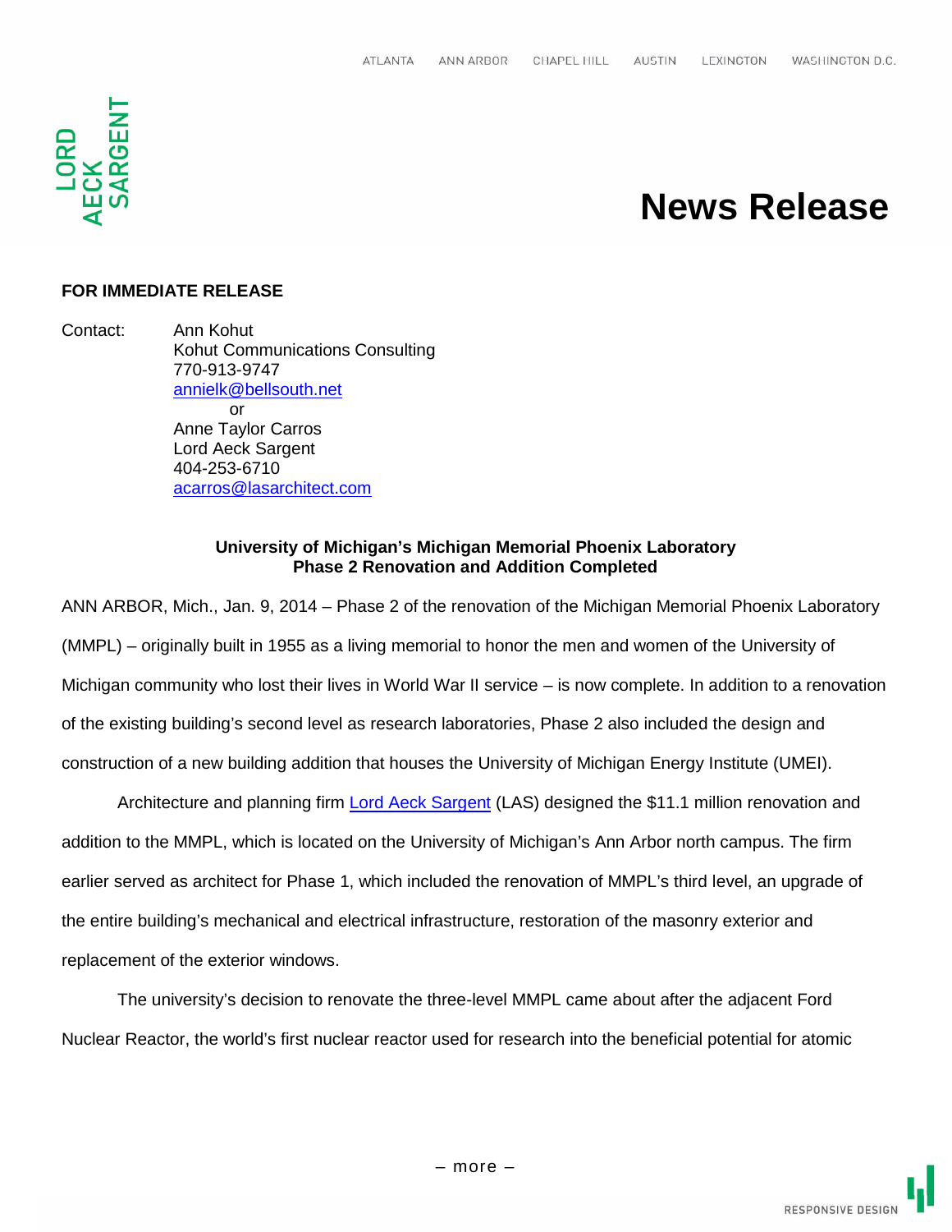# News Release

**FOR IMMEDIATE RELEASE**

Contact: Ann Kohut
Kohut Communications Consulting
770-913-9747
annielk@bellsouth.net
or
Anne Taylor Carros
Lord Aeck Sargent
404-253-6710
acarros@lasarchitect.com

**University of Michigan's Michigan Memorial Phoenix Laboratory**
**Phase 2 Renovation and Addition Completed**

ANN ARBOR, Mich., Jan. 9, 2014 – Phase 2 of the renovation of the Michigan Memorial Phoenix Laboratory (MMPL) – originally built in 1955 as a living memorial to honor the men and women of the University of Michigan community who lost their lives in World War II service – is now complete. In addition to a renovation of the existing building's second level as research laboratories, Phase 2 also included the design and construction of a new building addition that houses the University of Michigan Energy Institute (UMEI).

Architecture and planning firm Lord Aeck Sargent (LAS) designed the $11.1 million renovation and addition to the MMPL, which is located on the University of Michigan's Ann Arbor north campus. The firm earlier served as architect for Phase 1, which included the renovation of MMPL's third level, an upgrade of the entire building's mechanical and electrical infrastructure, restoration of the masonry exterior and replacement of the exterior windows.

The university's decision to renovate the three-level MMPL came about after the adjacent Ford Nuclear Reactor, the world's first nuclear reactor used for research into the beneficial potential for atomic

– more –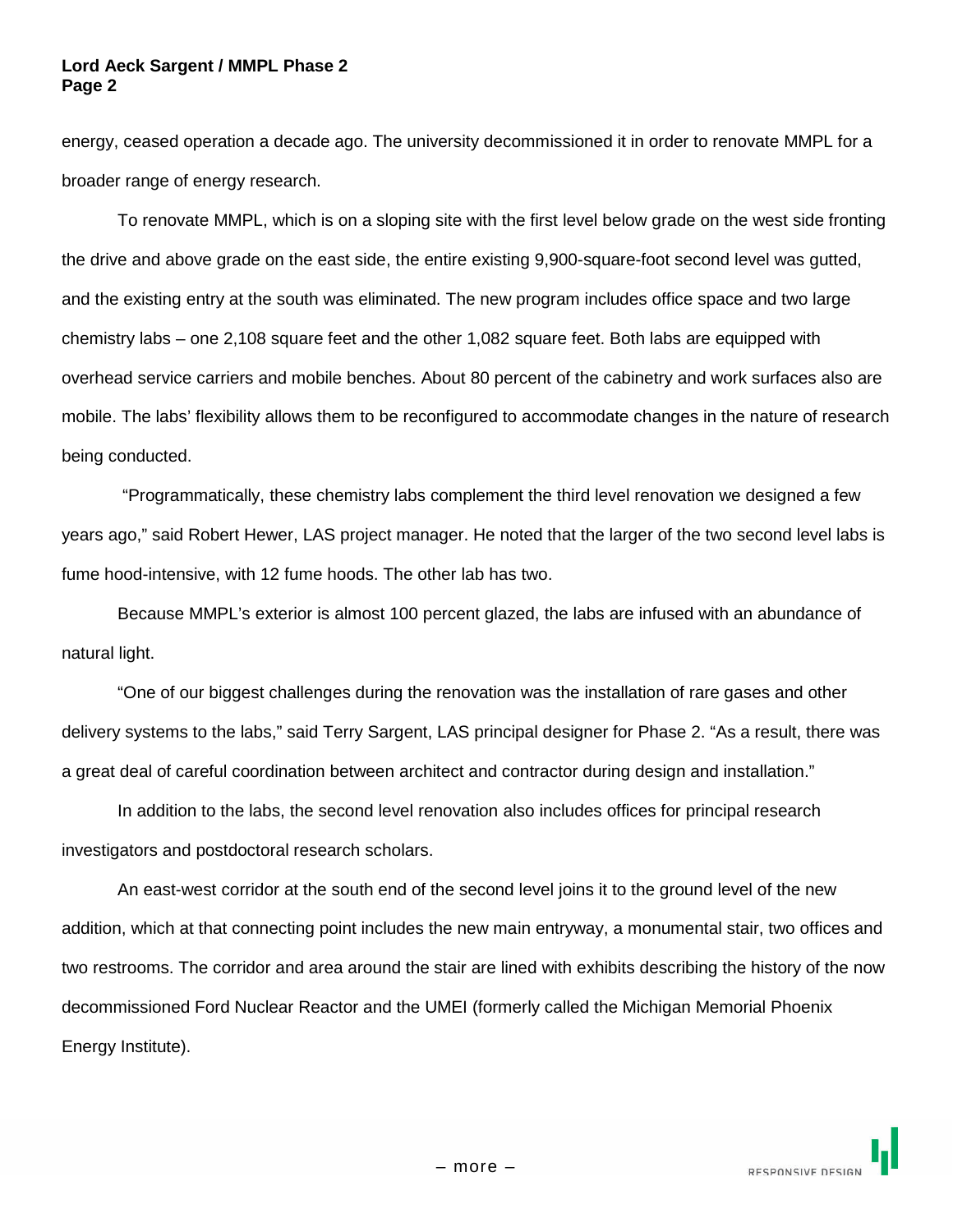energy, ceased operation a decade ago. The university decommissioned it in order to renovate MMPL for a broader range of energy research.

To renovate MMPL, which is on a sloping site with the first level below grade on the west side fronting the drive and above grade on the east side, the entire existing 9,900-square-foot second level was gutted, and the existing entry at the south was eliminated. The new program includes office space and two large chemistry labs – one 2,108 square feet and the other 1,082 square feet. Both labs are equipped with overhead service carriers and mobile benches. About 80 percent of the cabinetry and work surfaces also are mobile. The labs' flexibility allows them to be reconfigured to accommodate changes in the nature of research being conducted.

"Programmatically, these chemistry labs complement the third level renovation we designed a few years ago," said Robert Hewer, LAS project manager. He noted that the larger of the two second level labs is fume hood-intensive, with 12 fume hoods. The other lab has two.

Because MMPL's exterior is almost 100 percent glazed, the labs are infused with an abundance of natural light.

"One of our biggest challenges during the renovation was the installation of rare gases and other delivery systems to the labs," said Terry Sargent, LAS principal designer for Phase 2. "As a result, there was a great deal of careful coordination between architect and contractor during design and installation."

In addition to the labs, the second level renovation also includes offices for principal research investigators and postdoctoral research scholars.

An east-west corridor at the south end of the second level joins it to the ground level of the new addition, which at that connecting point includes the new main entryway, a monumental stair, two offices and two restrooms. The corridor and area around the stair are lined with exhibits describing the history of the now decommissioned Ford Nuclear Reactor and the UMEI (formerly called the Michigan Memorial Phoenix Energy Institute).

– more –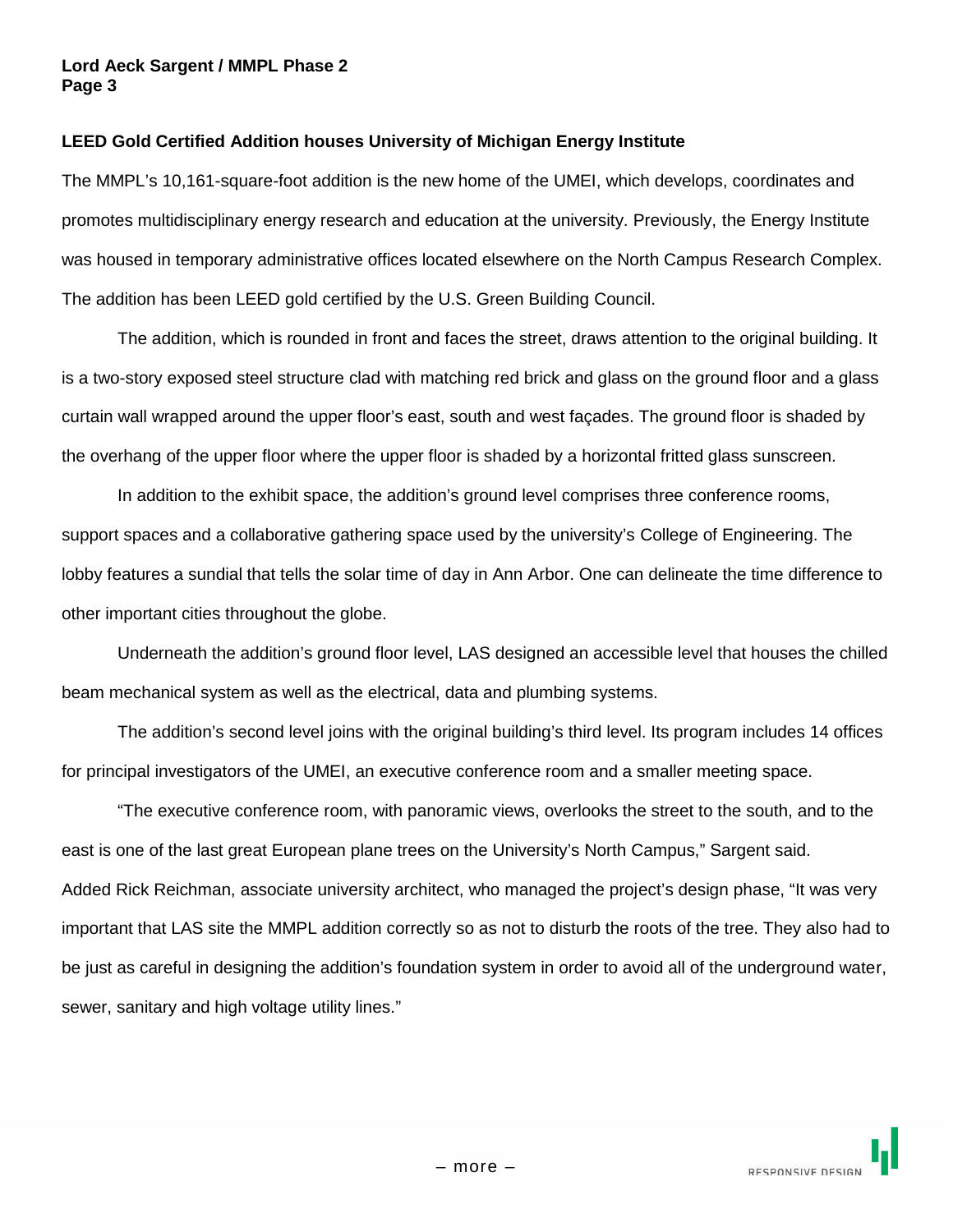**LEED Gold Certified Addition houses University of Michigan Energy Institute**

The MMPL's 10,161-square-foot addition is the new home of the UMEI, which develops, coordinates and promotes multidisciplinary energy research and education at the university. Previously, the Energy Institute was housed in temporary administrative offices located elsewhere on the North Campus Research Complex. The addition has been LEED gold certified by the U.S. Green Building Council.

The addition, which is rounded in front and faces the street, draws attention to the original building. It is a two-story exposed steel structure clad with matching red brick and glass on the ground floor and a glass curtain wall wrapped around the upper floor's east, south and west façades. The ground floor is shaded by the overhang of the upper floor where the upper floor is shaded by a horizontal fritted glass sunscreen.

In addition to the exhibit space, the addition's ground level comprises three conference rooms, support spaces and a collaborative gathering space used by the university's College of Engineering. The lobby features a sundial that tells the solar time of day in Ann Arbor. One can delineate the time difference to other important cities throughout the globe.

Underneath the addition's ground floor level, LAS designed an accessible level that houses the chilled beam mechanical system as well as the electrical, data and plumbing systems.

The addition's second level joins with the original building's third level. Its program includes 14 offices for principal investigators of the UMEI, an executive conference room and a smaller meeting space.

"The executive conference room, with panoramic views, overlooks the street to the south, and to the east is one of the last great European plane trees on the University's North Campus," Sargent said. Added Rick Reichman, associate university architect, who managed the project's design phase, "It was very important that LAS site the MMPL addition correctly so as not to disturb the roots of the tree. They also had to be just as careful in designing the addition's foundation system in order to avoid all of the underground water, sewer, sanitary and high voltage utility lines."

– more –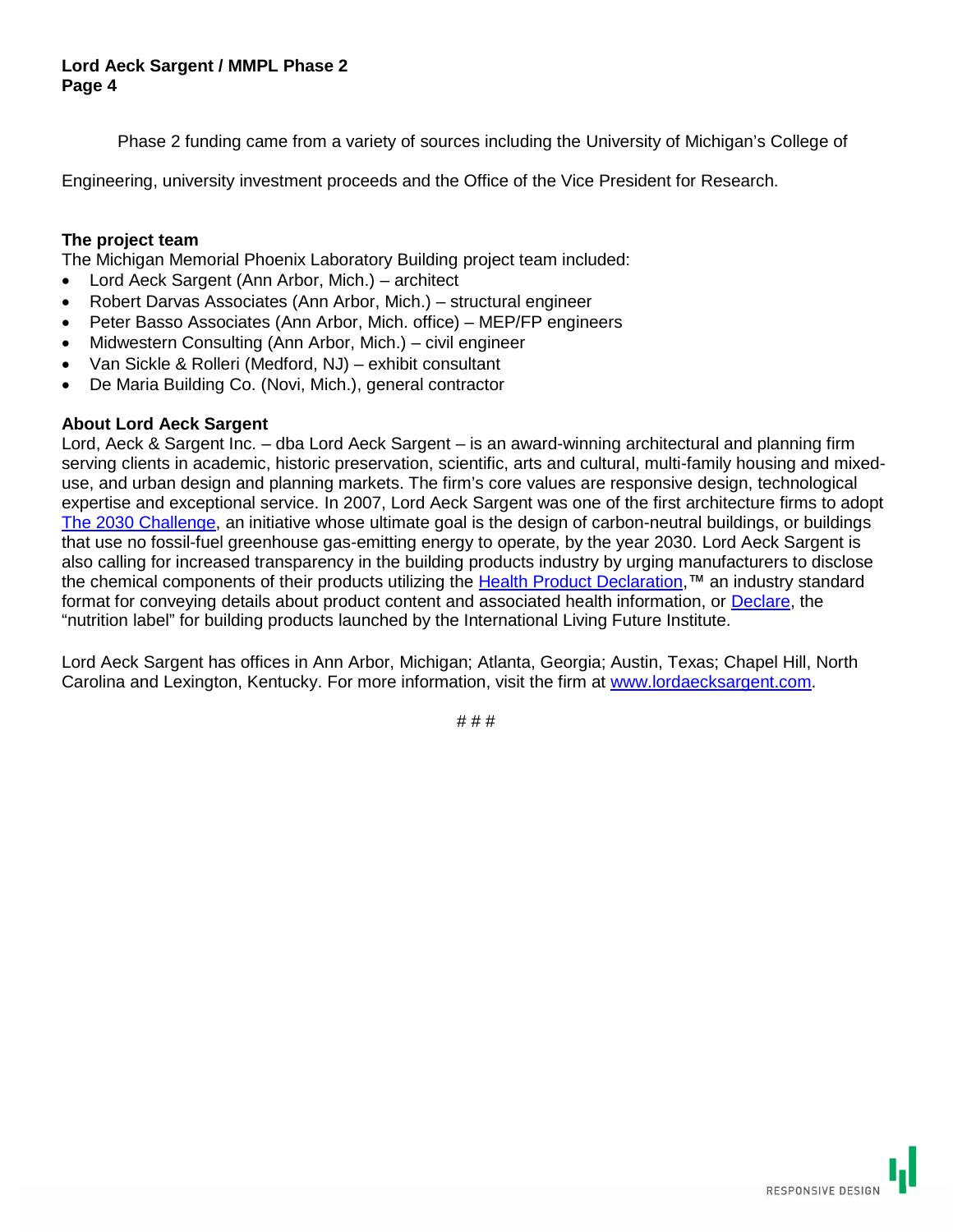Phase 2 funding came from a variety of sources including the University of Michigan's College of Engineering, university investment proceeds and the Office of the Vice President for Research.

**The project team**

The Michigan Memorial Phoenix Laboratory Building project team included:

- Lord Aeck Sargent (Ann Arbor, Mich.) – architect
- Robert Darvas Associates (Ann Arbor, Mich.) – structural engineer
- Peter Basso Associates (Ann Arbor, Mich. office) – MEP/FP engineers
- Midwestern Consulting (Ann Arbor, Mich.) – civil engineer
- Van Sickle & Rolleri (Medford, NJ) – exhibit consultant
- De Maria Building Co. (Novi, Mich.), general contractor

**About Lord Aeck Sargent**

Lord, Aeck & Sargent Inc. – dba Lord Aeck Sargent – is an award-winning architectural and planning firm serving clients in academic, historic preservation, scientific, arts and cultural, multi-family housing and mixed-use, and urban design and planning markets. The firm's core values are responsive design, technological expertise and exceptional service. In 2007, Lord Aeck Sargent was one of the first architecture firms to adopt The 2030 Challenge, an initiative whose ultimate goal is the design of carbon-neutral buildings, or buildings that use no fossil-fuel greenhouse gas-emitting energy to operate, by the year 2030. Lord Aeck Sargent is also calling for increased transparency in the building products industry by urging manufacturers to disclose the chemical components of their products utilizing the Health Product Declaration,™ an industry standard format for conveying details about product content and associated health information, or Declare, the "nutrition label" for building products launched by the International Living Future Institute.

Lord Aeck Sargent has offices in Ann Arbor, Michigan; Atlanta, Georgia; Austin, Texas; Chapel Hill, North Carolina and Lexington, Kentucky. For more information, visit the firm at www.lordaecksargent.com.

# # #

RESPONSIVE DESIGN